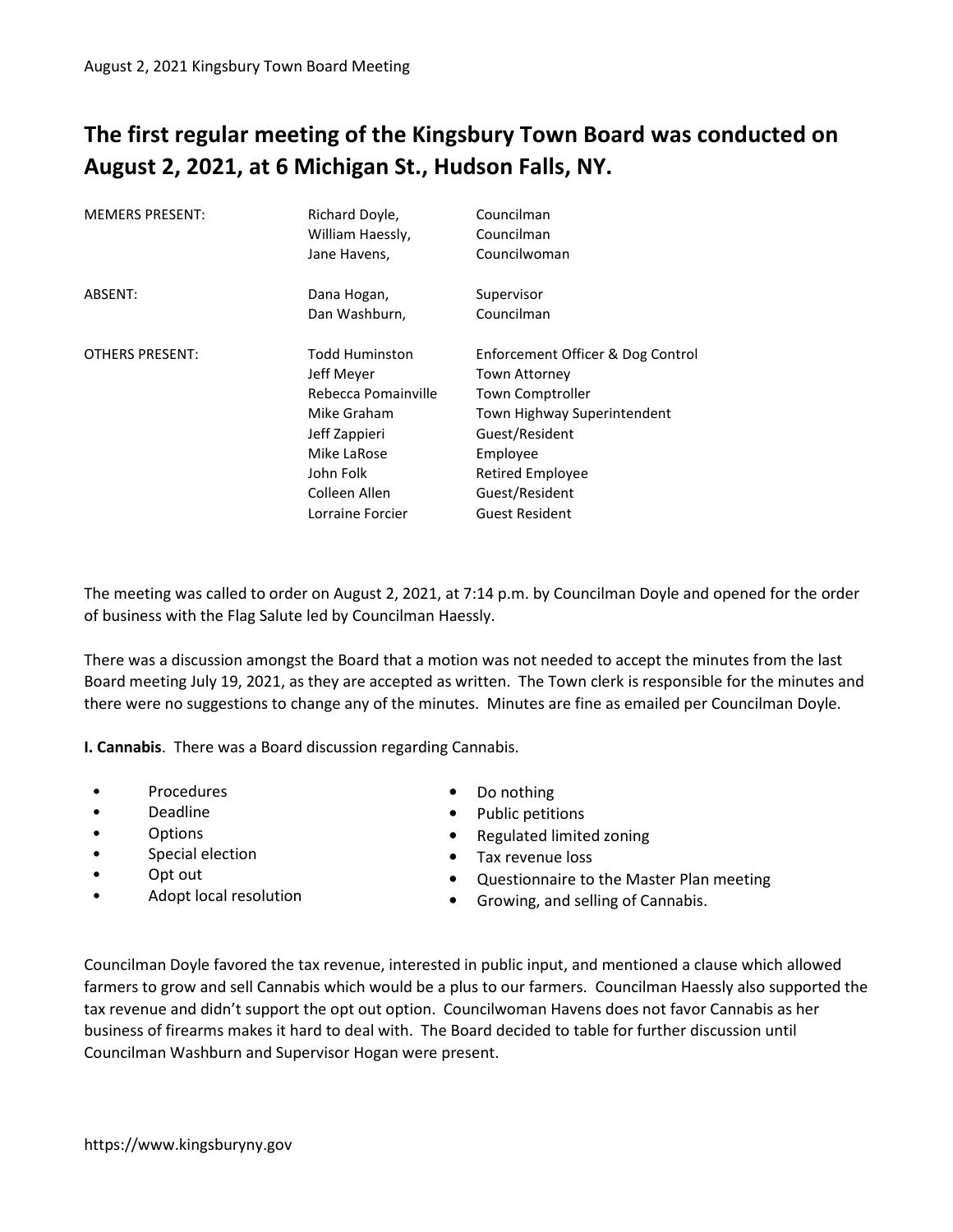# The first regular meeting of the Kingsbury Town Board was conducted on August 2, 2021, at 6 Michigan St., Hudson Falls, NY.

| | | |
|---|---|---|
| MEMERS PRESENT: | Richard Doyle, | Councilman |
| | William Haessly, | Councilman |
| | Jane Havens, | Councilwoman |
| ABSENT: | Dana Hogan, | Supervisor |
| | Dan Washburn, | Councilman |
| OTHERS PRESENT: | Todd Huminston | Enforcement Officer & Dog Control |
| | Jeff Meyer | Town Attorney |
| | Rebecca Pomainville | Town Comptroller |
| | Mike Graham | Town Highway Superintendent |
| | Jeff Zappieri | Guest/Resident |
| | Mike LaRose | Employee |
| | John Folk | Retired Employee |
| | Colleen Allen | Guest/Resident |
| | Lorraine Forcier | Guest Resident |

The meeting was called to order on August 2, 2021, at 7:14 p.m. by Councilman Doyle and opened for the order of business with the Flag Salute led by Councilman Haessly.

There was a discussion amongst the Board that a motion was not needed to accept the minutes from the last Board meeting July 19, 2021, as they are accepted as written. The Town clerk is responsible for the minutes and there were no suggestions to change any of the minutes. Minutes are fine as emailed per Councilman Doyle.

**I. Cannabis**. There was a Board discussion regarding Cannabis.

- Procedures
- Deadline
- Options
- Special election
- Opt out
- Adopt local resolution
- Do nothing
- Public petitions
- Regulated limited zoning
- Tax revenue loss
- Questionnaire to the Master Plan meeting
- Growing, and selling of Cannabis.

Councilman Doyle favored the tax revenue, interested in public input, and mentioned a clause which allowed farmers to grow and sell Cannabis which would be a plus to our farmers. Councilman Haessly also supported the tax revenue and didn't support the opt out option. Councilwoman Havens does not favor Cannabis as her business of firearms makes it hard to deal with. The Board decided to table for further discussion until Councilman Washburn and Supervisor Hogan were present.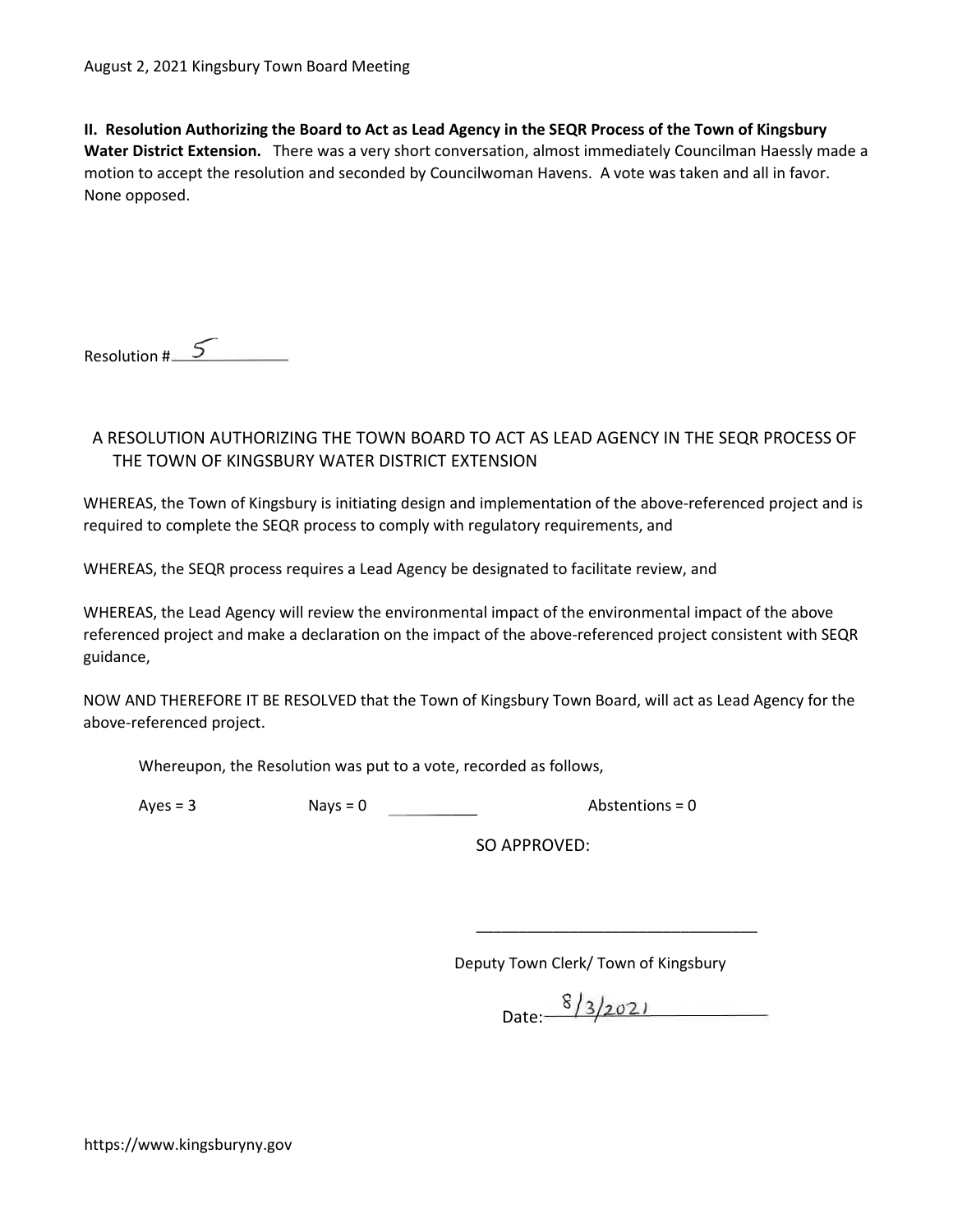**II. Resolution Authorizing the Board to Act as Lead Agency in the SEQR Process of the Town of Kingsbury Water District Extension.** There was a very short conversation, almost immediately Councilman Haessly made a motion to accept the resolution and seconded by Councilwoman Havens. A vote was taken and all in favor. None opposed.

Resolution # 5

A RESOLUTION AUTHORIZING THE TOWN BOARD TO ACT AS LEAD AGENCY IN THE SEQR PROCESS OF THE TOWN OF KINGSBURY WATER DISTRICT EXTENSION

WHEREAS, the Town of Kingsbury is initiating design and implementation of the above-referenced project and is required to complete the SEQR process to comply with regulatory requirements, and

WHEREAS, the SEQR process requires a Lead Agency be designated to facilitate review, and

WHEREAS, the Lead Agency will review the environmental impact of the environmental impact of the above referenced project and make a declaration on the impact of the above-referenced project consistent with SEQR guidance,

NOW AND THEREFORE IT BE RESOLVED that the Town of Kingsbury Town Board, will act as Lead Agency for the above-referenced project.

Whereupon, the Resolution was put to a vote, recorded as follows,

Ayes = 3 Nays = 0 \_\_\_\_\_\_\_\_\_\_ Abstentions = 0

SO APPROVED:

\_\_\_\_\_\_\_\_\_\_\_\_\_\_\_\_\_\_\_\_\_\_\_\_\_\_\_\_\_\_\_\_

Deputy Town Clerk/ Town of Kingsbury

Date: 8/3/2021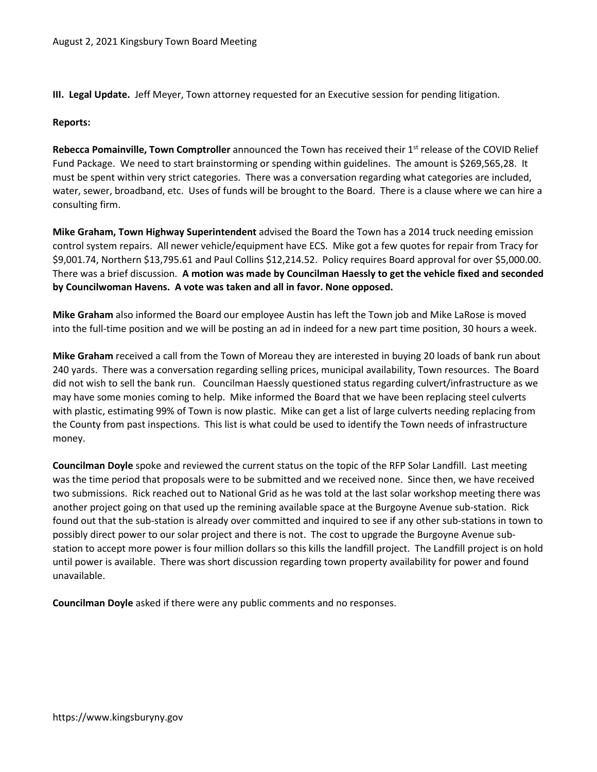**III. Legal Update.** Jeff Meyer, Town attorney requested for an Executive session for pending litigation.

**Reports:**

**Rebecca Pomainville, Town Comptroller** announced the Town has received their 1st release of the COVID Relief Fund Package. We need to start brainstorming or spending within guidelines. The amount is $269,565,28. It must be spent within very strict categories. There was a conversation regarding what categories are included, water, sewer, broadband, etc. Uses of funds will be brought to the Board. There is a clause where we can hire a consulting firm.

**Mike Graham, Town Highway Superintendent** advised the Board the Town has a 2014 truck needing emission control system repairs. All newer vehicle/equipment have ECS. Mike got a few quotes for repair from Tracy for $9,001.74, Northern $13,795.61 and Paul Collins $12,214.52. Policy requires Board approval for over $5,000.00. There was a brief discussion. **A motion was made by Councilman Haessly to get the vehicle fixed and seconded by Councilwoman Havens. A vote was taken and all in favor. None opposed.**

**Mike Graham** also informed the Board our employee Austin has left the Town job and Mike LaRose is moved into the full-time position and we will be posting an ad in indeed for a new part time position, 30 hours a week.

**Mike Graham** received a call from the Town of Moreau they are interested in buying 20 loads of bank run about 240 yards. There was a conversation regarding selling prices, municipal availability, Town resources. The Board did not wish to sell the bank run. Councilman Haessly questioned status regarding culvert/infrastructure as we may have some monies coming to help. Mike informed the Board that we have been replacing steel culverts with plastic, estimating 99% of Town is now plastic. Mike can get a list of large culverts needing replacing from the County from past inspections. This list is what could be used to identify the Town needs of infrastructure money.

**Councilman Doyle** spoke and reviewed the current status on the topic of the RFP Solar Landfill. Last meeting was the time period that proposals were to be submitted and we received none. Since then, we have received two submissions. Rick reached out to National Grid as he was told at the last solar workshop meeting there was another project going on that used up the remining available space at the Burgoyne Avenue sub-station. Rick found out that the sub-station is already over committed and inquired to see if any other sub-stations in town to possibly direct power to our solar project and there is not. The cost to upgrade the Burgoyne Avenue sub-station to accept more power is four million dollars so this kills the landfill project. The Landfill project is on hold until power is available. There was short discussion regarding town property availability for power and found unavailable.

**Councilman Doyle** asked if there were any public comments and no responses.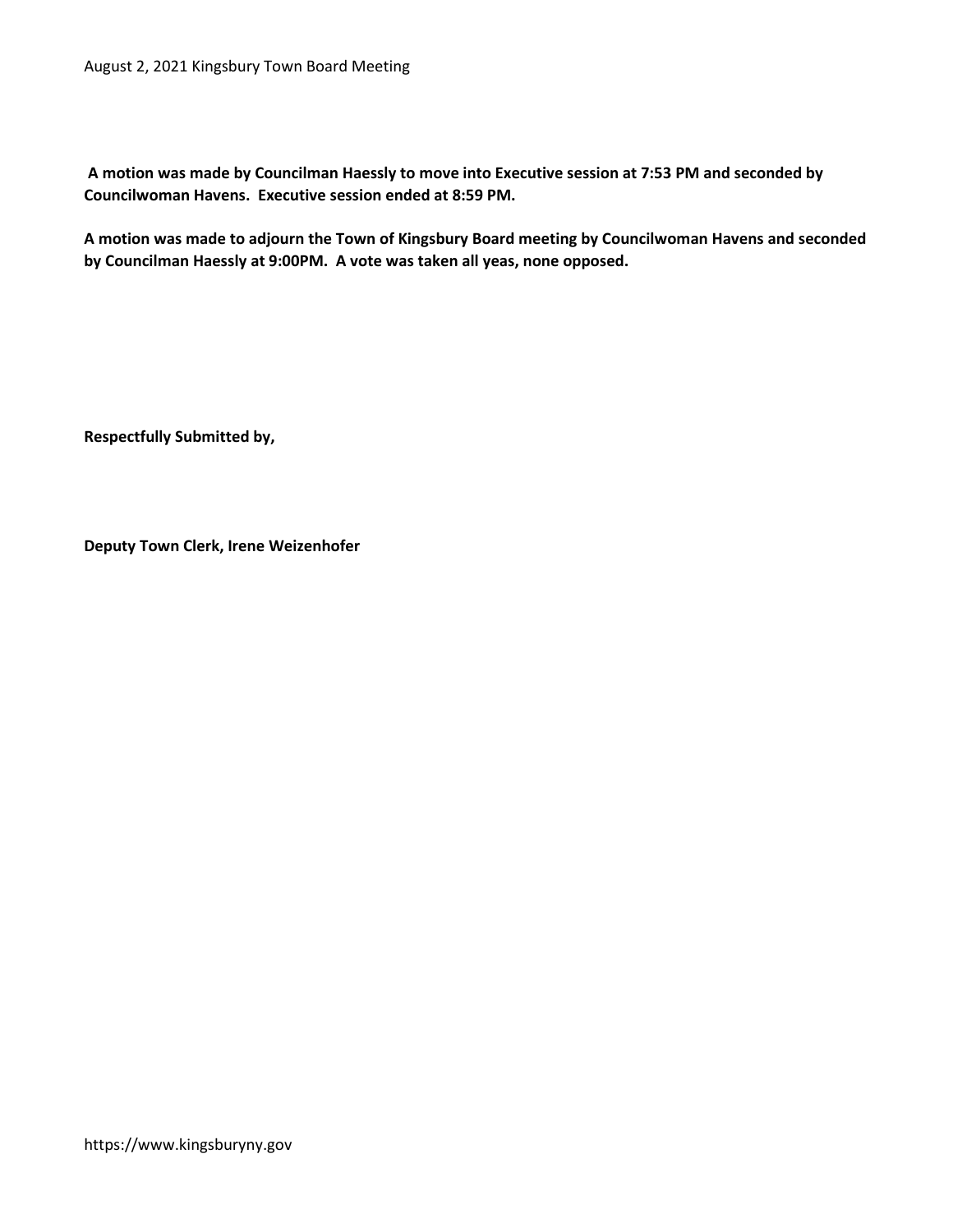**A motion was made by Councilman Haessly to move into Executive session at 7:53 PM and seconded by Councilwoman Havens. Executive session ended at 8:59 PM.**

**A motion was made to adjourn the Town of Kingsbury Board meeting by Councilwoman Havens and seconded by Councilman Haessly at 9:00PM. A vote was taken all yeas, none opposed.**

**Respectfully Submitted by,**

**Deputy Town Clerk, Irene Weizenhofer**